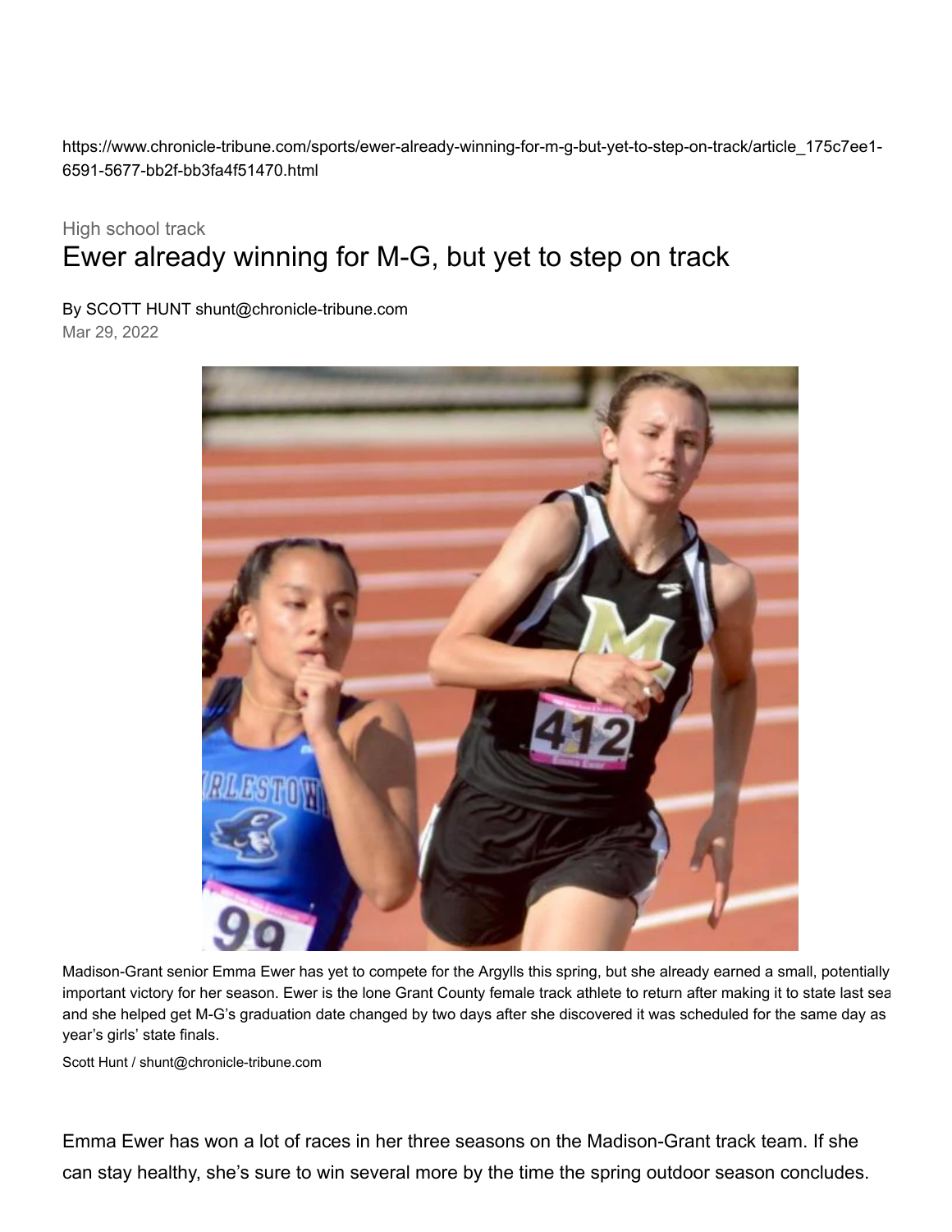https://www.chronicle-tribune.com/sports/ewer-already-winning-for-m-g-but-yet-to-step-on-track/article_175c7ee1-6591-5677-bb2f-bb3fa4f51470.html

High school track

# Ewer already winning for M-G, but yet to step on track

By SCOTT HUNT shunt@chronicle-tribune.com

Mar 29, 2022

Madison-Grant senior Emma Ewer has yet to compete for the Argylls this spring, but she already earned a small, potentially important victory for her season. Ewer is the lone Grant County female track athlete to return after making it to state last sea and she helped get M-G's graduation date changed by two days after she discovered it was scheduled for the same day as year's girls' state finals.

Scott Hunt / shunt@chronicle-tribune.com

Emma Ewer has won a lot of races in her three seasons on the Madison-Grant track team. If she can stay healthy, she's sure to win several more by the time the spring outdoor season concludes.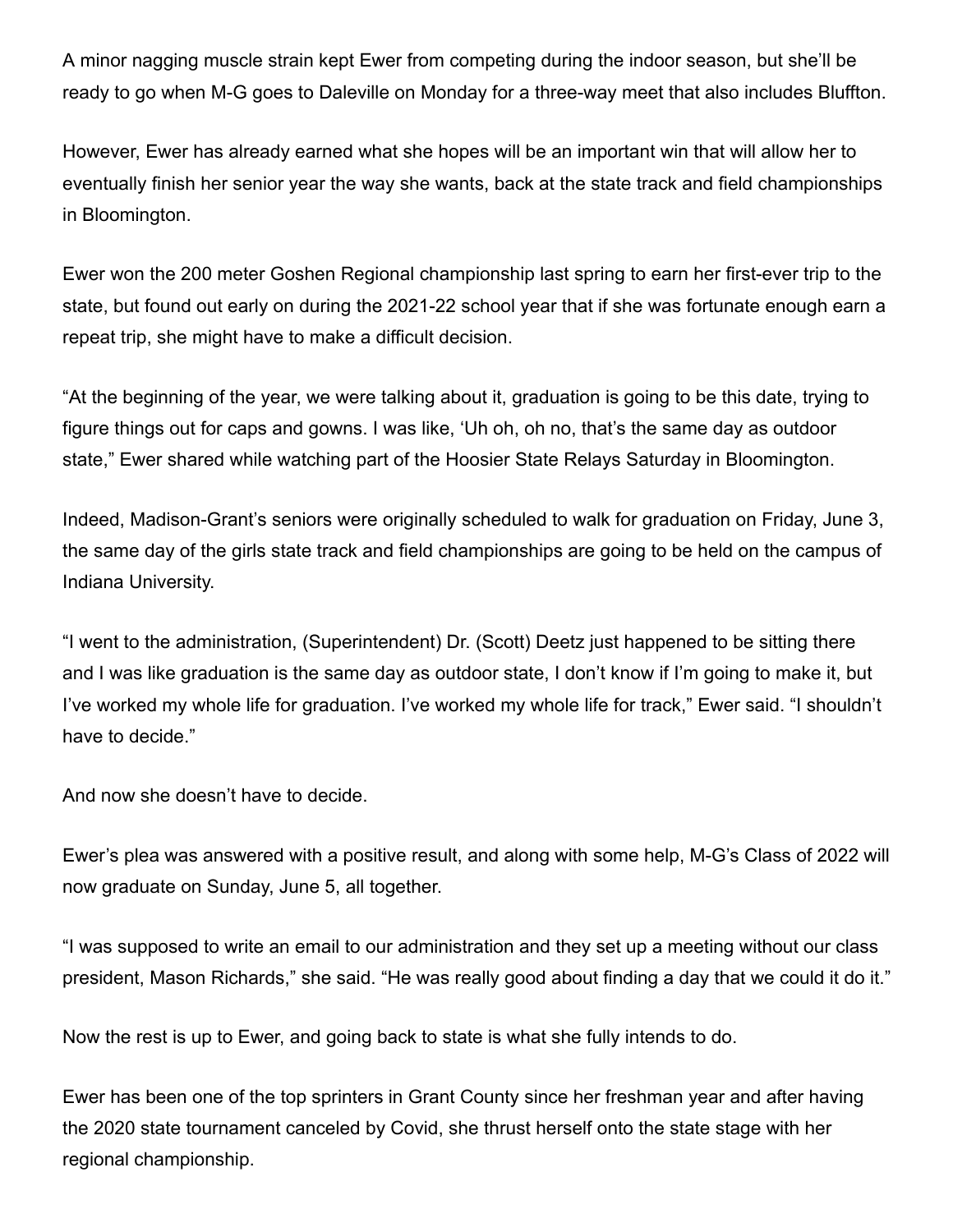A minor nagging muscle strain kept Ewer from competing during the indoor season, but she'll be ready to go when M-G goes to Daleville on Monday for a three-way meet that also includes Bluffton.

However, Ewer has already earned what she hopes will be an important win that will allow her to eventually finish her senior year the way she wants, back at the state track and field championships in Bloomington.

Ewer won the 200 meter Goshen Regional championship last spring to earn her first-ever trip to the state, but found out early on during the 2021-22 school year that if she was fortunate enough earn a repeat trip, she might have to make a difficult decision.

"At the beginning of the year, we were talking about it, graduation is going to be this date, trying to figure things out for caps and gowns. I was like, 'Uh oh, oh no, that's the same day as outdoor state," Ewer shared while watching part of the Hoosier State Relays Saturday in Bloomington.

Indeed, Madison-Grant's seniors were originally scheduled to walk for graduation on Friday, June 3, the same day of the girls state track and field championships are going to be held on the campus of Indiana University.

"I went to the administration, (Superintendent) Dr. (Scott) Deetz just happened to be sitting there and I was like graduation is the same day as outdoor state, I don't know if I'm going to make it, but I've worked my whole life for graduation. I've worked my whole life for track," Ewer said. "I shouldn't have to decide."

And now she doesn't have to decide.

Ewer's plea was answered with a positive result, and along with some help, M-G's Class of 2022 will now graduate on Sunday, June 5, all together.

"I was supposed to write an email to our administration and they set up a meeting without our class president, Mason Richards," she said. "He was really good about finding a day that we could it do it."

Now the rest is up to Ewer, and going back to state is what she fully intends to do.

Ewer has been one of the top sprinters in Grant County since her freshman year and after having the 2020 state tournament canceled by Covid, she thrust herself onto the state stage with her regional championship.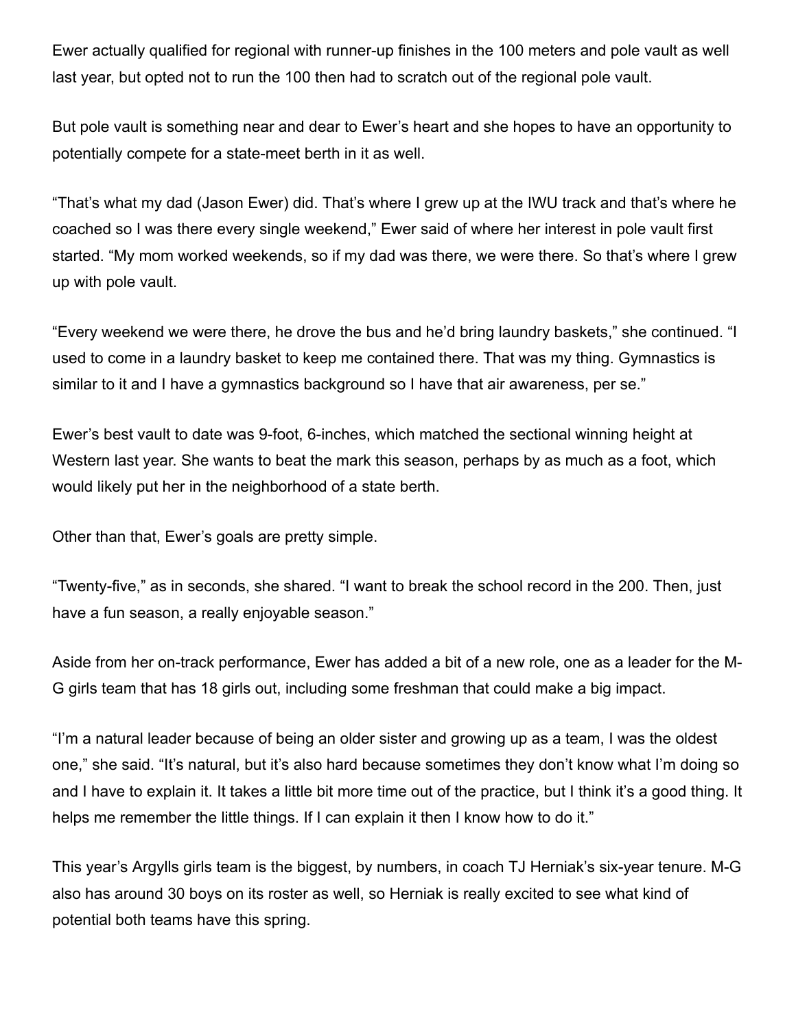Ewer actually qualified for regional with runner-up finishes in the 100 meters and pole vault as well last year, but opted not to run the 100 then had to scratch out of the regional pole vault.

But pole vault is something near and dear to Ewer's heart and she hopes to have an opportunity to potentially compete for a state-meet berth in it as well.

"That's what my dad (Jason Ewer) did. That's where I grew up at the IWU track and that's where he coached so I was there every single weekend," Ewer said of where her interest in pole vault first started. "My mom worked weekends, so if my dad was there, we were there. So that's where I grew up with pole vault.

"Every weekend we were there, he drove the bus and he'd bring laundry baskets," she continued. "I used to come in a laundry basket to keep me contained there. That was my thing. Gymnastics is similar to it and I have a gymnastics background so I have that air awareness, per se."

Ewer's best vault to date was 9-foot, 6-inches, which matched the sectional winning height at Western last year. She wants to beat the mark this season, perhaps by as much as a foot, which would likely put her in the neighborhood of a state berth.

Other than that, Ewer's goals are pretty simple.

"Twenty-five," as in seconds, she shared. "I want to break the school record in the 200. Then, just have a fun season, a really enjoyable season."

Aside from her on-track performance, Ewer has added a bit of a new role, one as a leader for the M-G girls team that has 18 girls out, including some freshman that could make a big impact.

"I'm a natural leader because of being an older sister and growing up as a team, I was the oldest one," she said. "It's natural, but it's also hard because sometimes they don't know what I'm doing so and I have to explain it. It takes a little bit more time out of the practice, but I think it's a good thing. It helps me remember the little things. If I can explain it then I know how to do it."

This year's Argylls girls team is the biggest, by numbers, in coach TJ Herniak's six-year tenure. M-G also has around 30 boys on its roster as well, so Herniak is really excited to see what kind of potential both teams have this spring.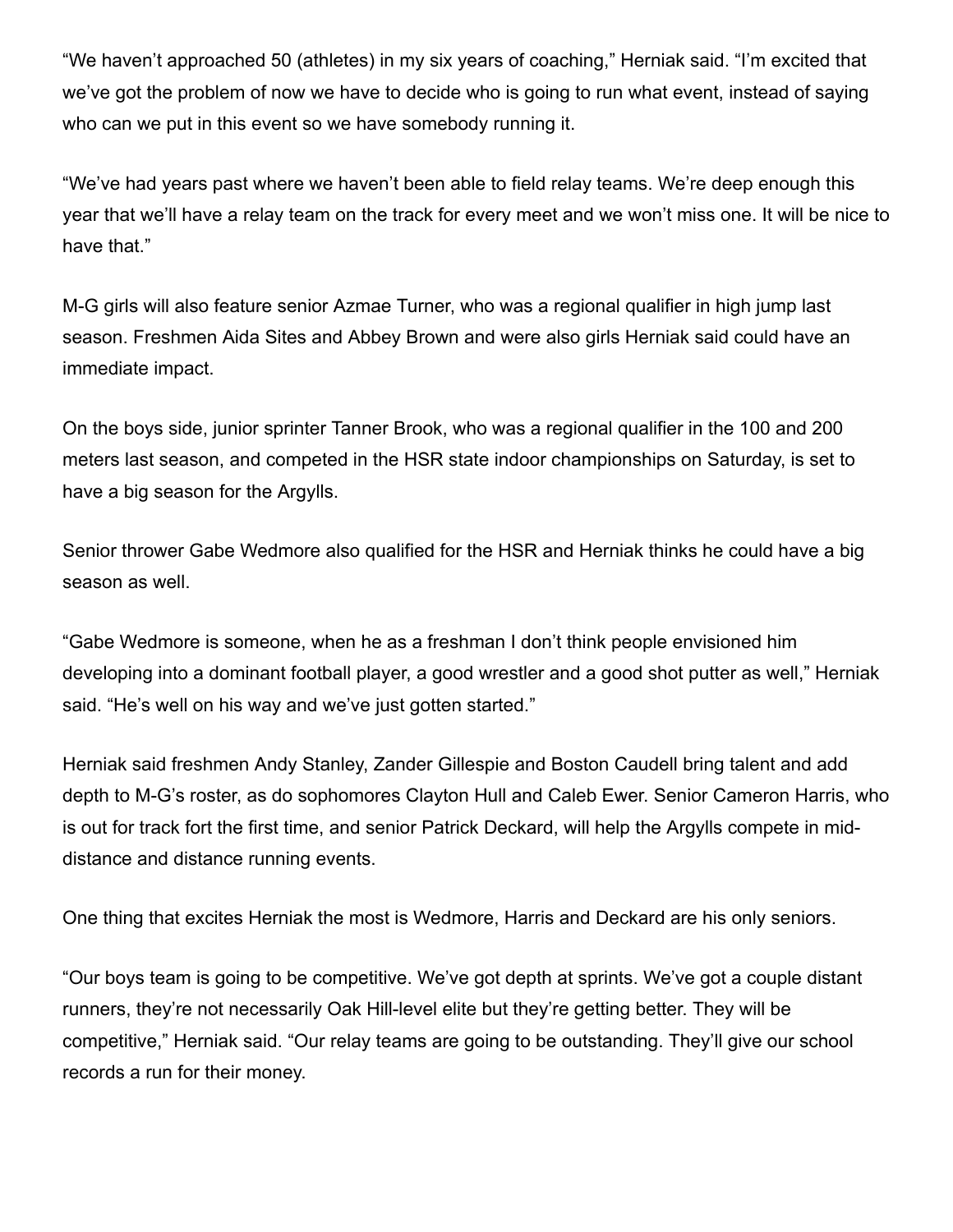“We haven’t approached 50 (athletes) in my six years of coaching,” Herniak said. “I’m excited that we’ve got the problem of now we have to decide who is going to run what event, instead of saying who can we put in this event so we have somebody running it.

“We’ve had years past where we haven’t been able to field relay teams. We’re deep enough this year that we’ll have a relay team on the track for every meet and we won’t miss one. It will be nice to have that.”

M-G girls will also feature senior Azmae Turner, who was a regional qualifier in high jump last season. Freshmen Aida Sites and Abbey Brown and were also girls Herniak said could have an immediate impact.

On the boys side, junior sprinter Tanner Brook, who was a regional qualifier in the 100 and 200 meters last season, and competed in the HSR state indoor championships on Saturday, is set to have a big season for the Argylls.

Senior thrower Gabe Wedmore also qualified for the HSR and Herniak thinks he could have a big season as well.

“Gabe Wedmore is someone, when he as a freshman I don’t think people envisioned him developing into a dominant football player, a good wrestler and a good shot putter as well,” Herniak said. “He’s well on his way and we’ve just gotten started.”

Herniak said freshmen Andy Stanley, Zander Gillespie and Boston Caudell bring talent and add depth to M-G’s roster, as do sophomores Clayton Hull and Caleb Ewer. Senior Cameron Harris, who is out for track fort the first time, and senior Patrick Deckard, will help the Argylls compete in mid-distance and distance running events.

One thing that excites Herniak the most is Wedmore, Harris and Deckard are his only seniors.

“Our boys team is going to be competitive. We’ve got depth at sprints. We’ve got a couple distant runners, they’re not necessarily Oak Hill-level elite but they’re getting better. They will be competitive,” Herniak said. “Our relay teams are going to be outstanding. They’ll give our school records a run for their money.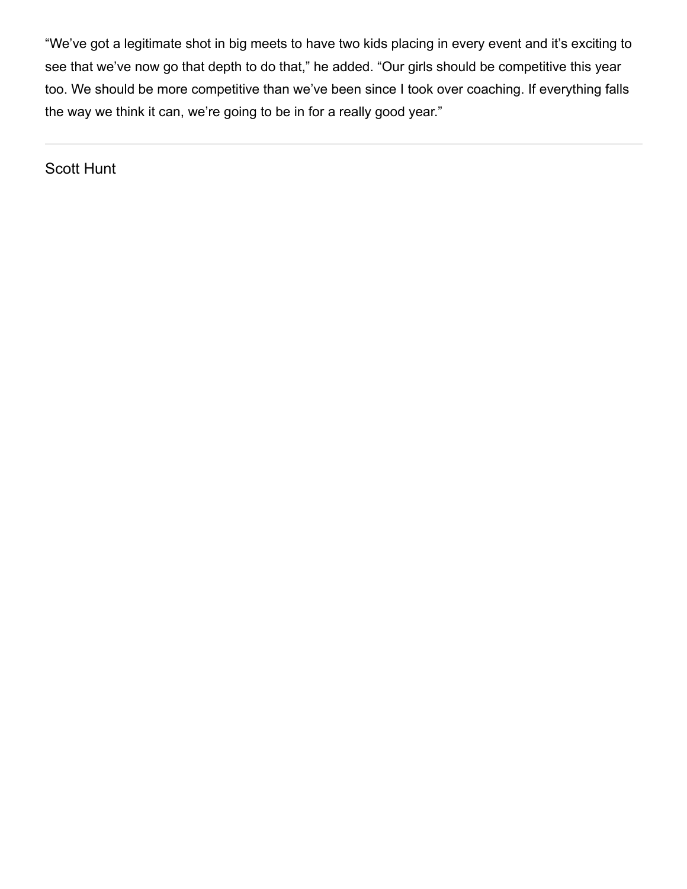"We've got a legitimate shot in big meets to have two kids placing in every event and it's exciting to see that we've now go that depth to do that," he added. "Our girls should be competitive this year too. We should be more competitive than we've been since I took over coaching. If everything falls the way we think it can, we're going to be in for a really good year."

---

Scott Hunt